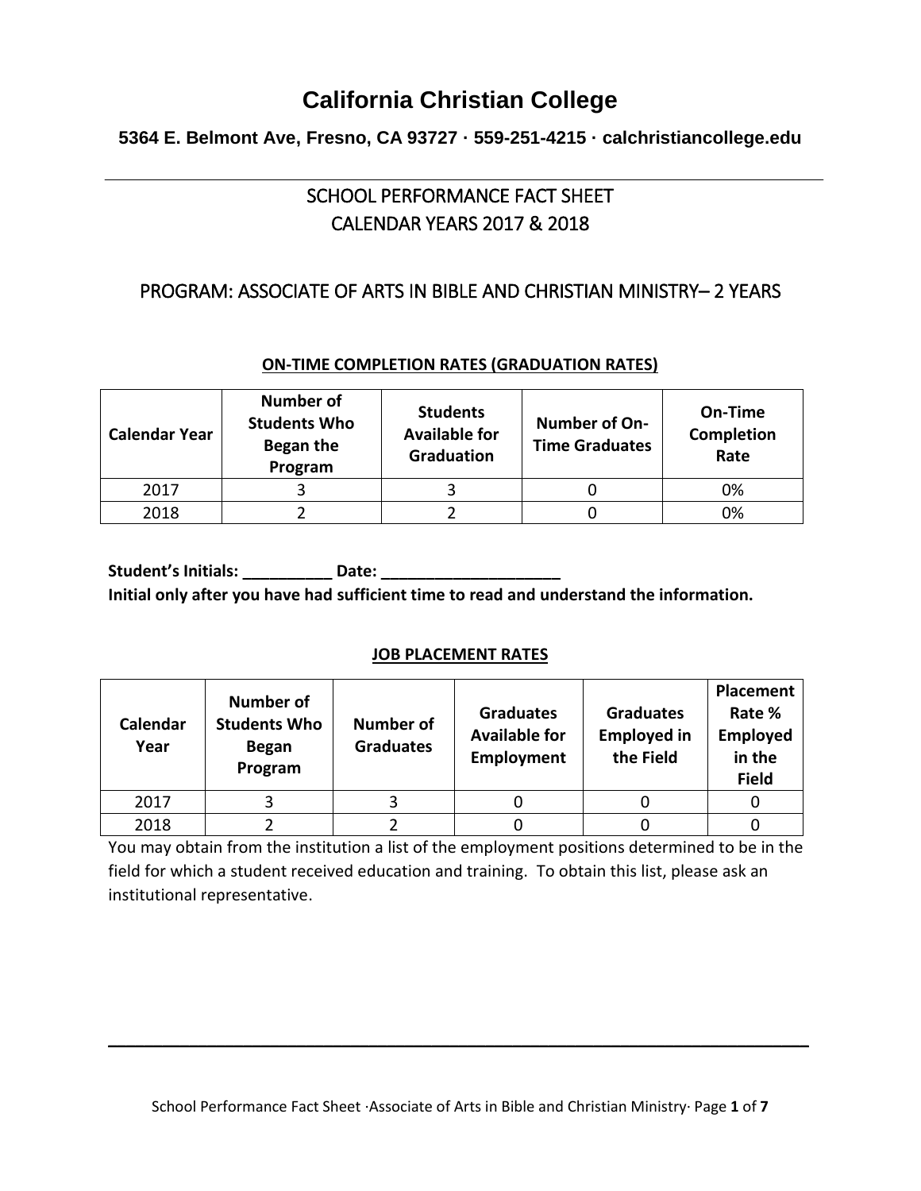# California Christian College

**5364 E. Belmont Ave, Fresno, CA 93727 · 559-251-4215 · calchristiancollege.edu**

---

## SCHOOL PERFORMANCE FACT SHEET
## CALENDAR YEARS 2017 & 2018

## PROGRAM: ASSOCIATE OF ARTS IN BIBLE AND CHRISTIAN MINISTRY– 2 YEARS

### ON-TIME COMPLETION RATES (GRADUATION RATES)

| Calendar Year | Number of Students Who Began the Program | Students Available for Graduation | Number of On-Time Graduates | On-Time Completion Rate |
|---|---|---|---|---|
| 2017 | 3 | 3 | 0 | 0% |
| 2018 | 2 | 2 | 0 | 0% |

**Student's Initials: __________ Date: ____________________**
**Initial only after you have had sufficient time to read and understand the information.**

### JOB PLACEMENT RATES

| Calendar Year | Number of Students Who Began Program | Number of Graduates | Graduates Available for Employment | Graduates Employed in the Field | Placement Rate % Employed in the Field |
|---|---|---|---|---|---|
| 2017 | 3 | 3 | 0 | 0 | 0 |
| 2018 | 2 | 2 | 0 | 0 | 0 |

You may obtain from the institution a list of the employment positions determined to be in the field for which a student received education and training. To obtain this list, please ask an institutional representative.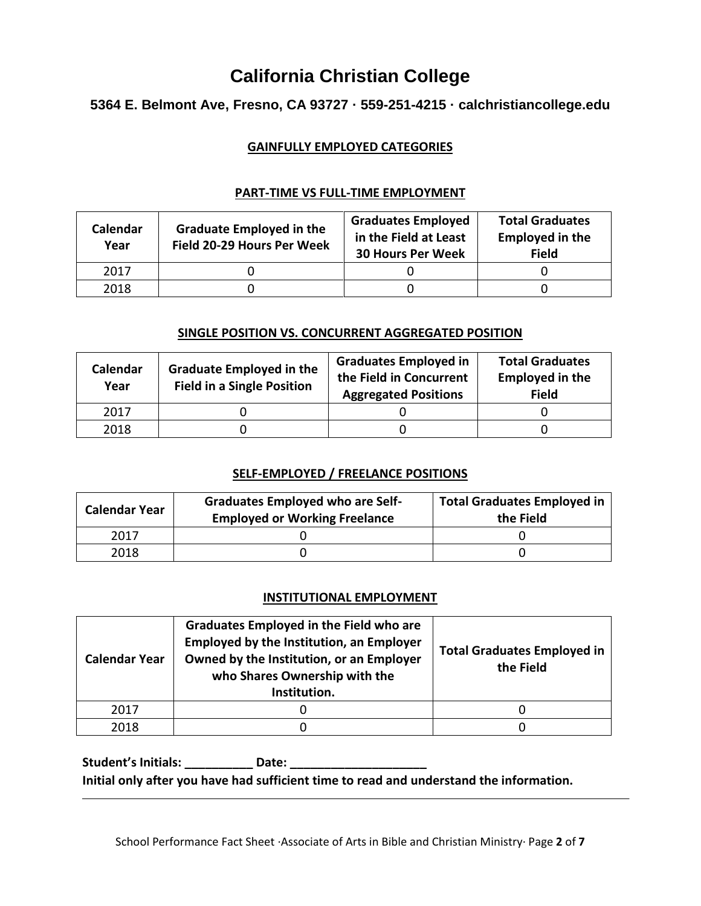# California Christian College

### 5364 E. Belmont Ave, Fresno, CA 93727 · 559-251-4215 · calchristiancollege.edu

## GAINFULLY EMPLOYED CATEGORIES

### PART-TIME VS FULL-TIME EMPLOYMENT

| Calendar Year | Graduate Employed in the Field 20-29 Hours Per Week | Graduates Employed in the Field at Least 30 Hours Per Week | Total Graduates Employed in the Field |
|---|---|---|---|
| 2017 | 0 | 0 | 0 |
| 2018 | 0 | 0 | 0 |

### SINGLE POSITION VS. CONCURRENT AGGREGATED POSITION

| Calendar Year | Graduate Employed in the Field in a Single Position | Graduates Employed in the Field in Concurrent Aggregated Positions | Total Graduates Employed in the Field |
|---|---|---|---|
| 2017 | 0 | 0 | 0 |
| 2018 | 0 | 0 | 0 |

### SELF-EMPLOYED / FREELANCE POSITIONS

| Calendar Year | Graduates Employed who are Self-Employed or Working Freelance | Total Graduates Employed in the Field |
|---|---|---|
| 2017 | 0 | 0 |
| 2018 | 0 | 0 |

### INSTITUTIONAL EMPLOYMENT

| Calendar Year | Graduates Employed in the Field who are Employed by the Institution, an Employer Owned by the Institution, or an Employer who Shares Ownership with the Institution. | Total Graduates Employed in the Field |
|---|---|---|
| 2017 | 0 | 0 |
| 2018 | 0 | 0 |

**Student's Initials: __________ Date: ____________________**

**Initial only after you have had sufficient time to read and understand the information.**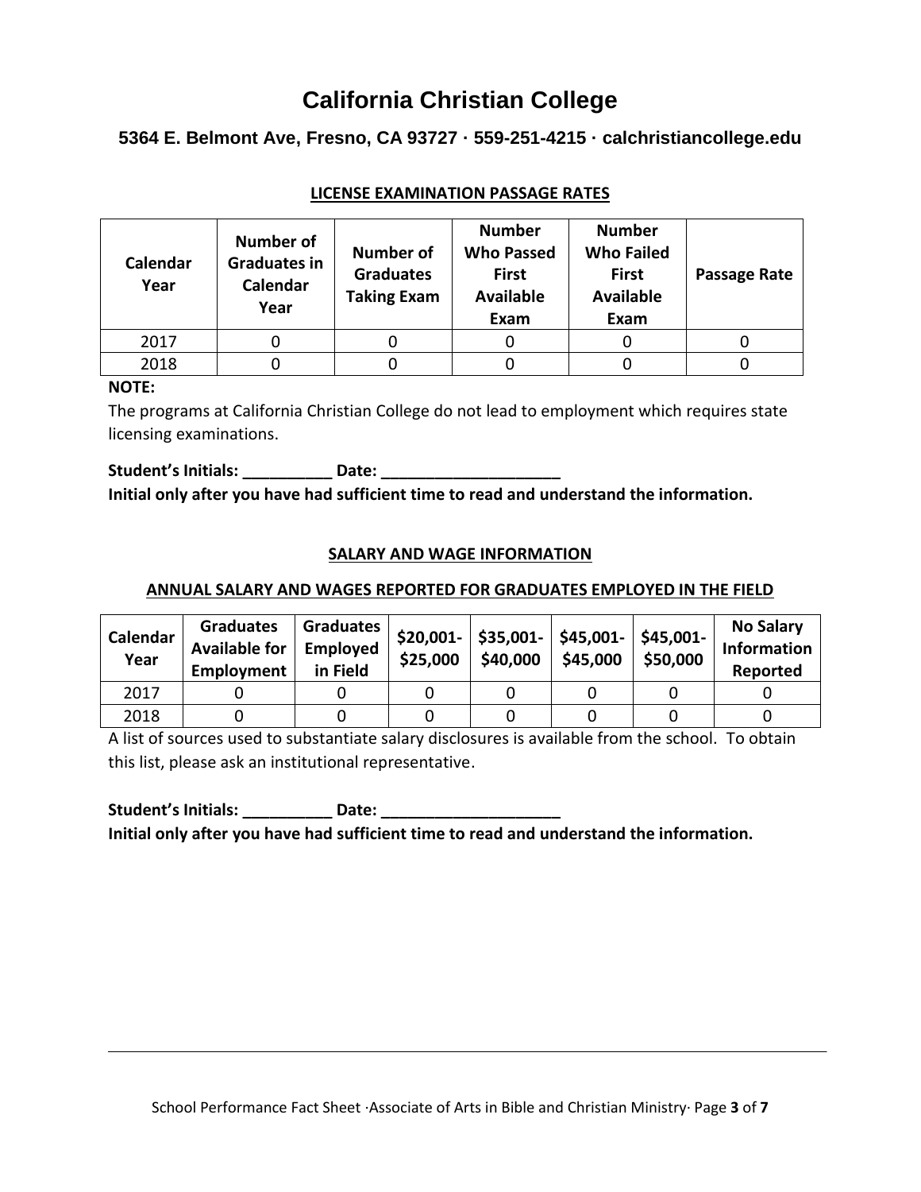# California Christian College

### 5364 E. Belmont Ave, Fresno, CA 93727 · 559-251-4215 · calchristiancollege.edu

**LICENSE EXAMINATION PASSAGE RATES**

| Calendar Year | Number of Graduates in Calendar Year | Number of Graduates Taking Exam | Number Who Passed First Available Exam | Number Who Failed First Available Exam | Passage Rate |
|---|---|---|---|---|---|
| 2017 | 0 | 0 | 0 | 0 | 0 |
| 2018 | 0 | 0 | 0 | 0 | 0 |

**NOTE:**

The programs at California Christian College do not lead to employment which requires state licensing examinations.

**Student's Initials: __________ Date: ____________________**

**Initial only after you have had sufficient time to read and understand the information.**

**SALARY AND WAGE INFORMATION**

**ANNUAL SALARY AND WAGES REPORTED FOR GRADUATES EMPLOYED IN THE FIELD**

| Calendar Year | Graduates Available for Employment | Graduates Employed in Field | $20,001-$25,000 | $35,001-$40,000 | $45,001-$45,000 | $45,001-$50,000 | No Salary Information Reported |
|---|---|---|---|---|---|---|---|
| 2017 | 0 | 0 | 0 | 0 | 0 | 0 | 0 |
| 2018 | 0 | 0 | 0 | 0 | 0 | 0 | 0 |

A list of sources used to substantiate salary disclosures is available from the school. To obtain this list, please ask an institutional representative.

**Student's Initials: __________ Date: ____________________**

**Initial only after you have had sufficient time to read and understand the information.**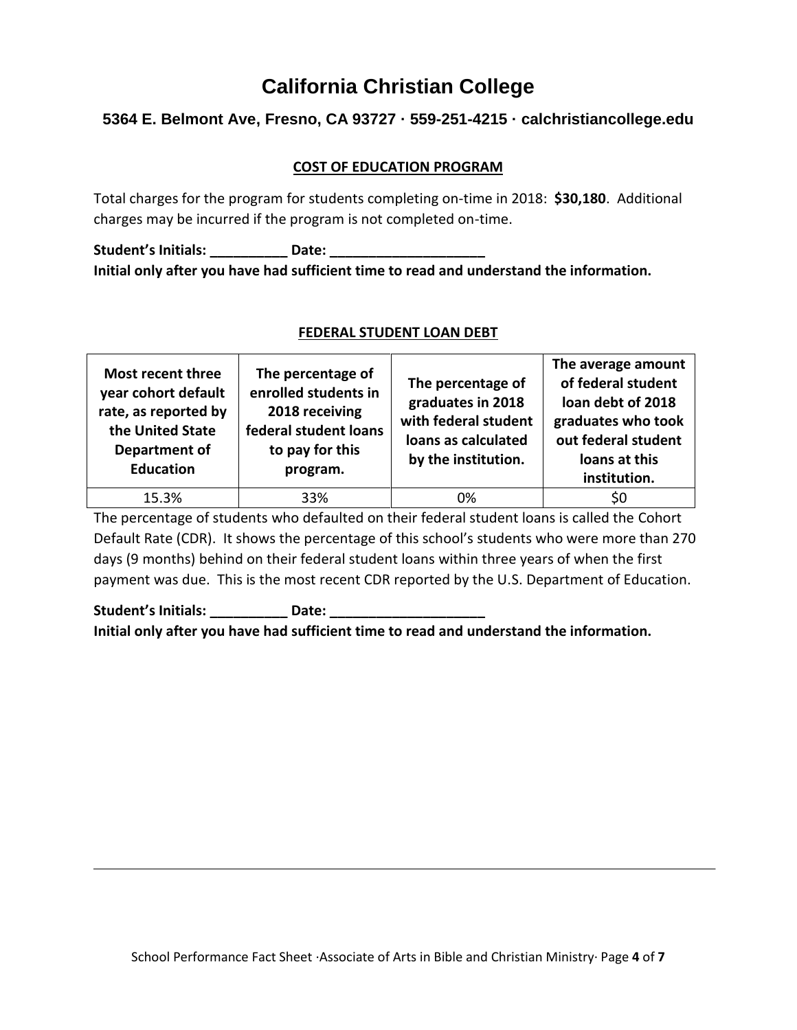# California Christian College

### 5364 E. Belmont Ave, Fresno, CA 93727 · 559-251-4215 · calchristiancollege.edu

## COST OF EDUCATION PROGRAM

Total charges for the program for students completing on-time in 2018: **$30,180**. Additional charges may be incurred if the program is not completed on-time.

**Student's Initials: __________ Date: ____________________**
**Initial only after you have had sufficient time to read and understand the information.**

## FEDERAL STUDENT LOAN DEBT

| Most recent three year cohort default rate, as reported by the United State Department of Education | The percentage of enrolled students in 2018 receiving federal student loans to pay for this program. | The percentage of graduates in 2018 with federal student loans as calculated by the institution. | The average amount of federal student loan debt of 2018 graduates who took out federal student loans at this institution. |
|---|---|---|---|
| 15.3% | 33% | 0% | $0 |

The percentage of students who defaulted on their federal student loans is called the Cohort Default Rate (CDR). It shows the percentage of this school's students who were more than 270 days (9 months) behind on their federal student loans within three years of when the first payment was due. This is the most recent CDR reported by the U.S. Department of Education.

**Student's Initials: __________ Date: ____________________**
**Initial only after you have had sufficient time to read and understand the information.**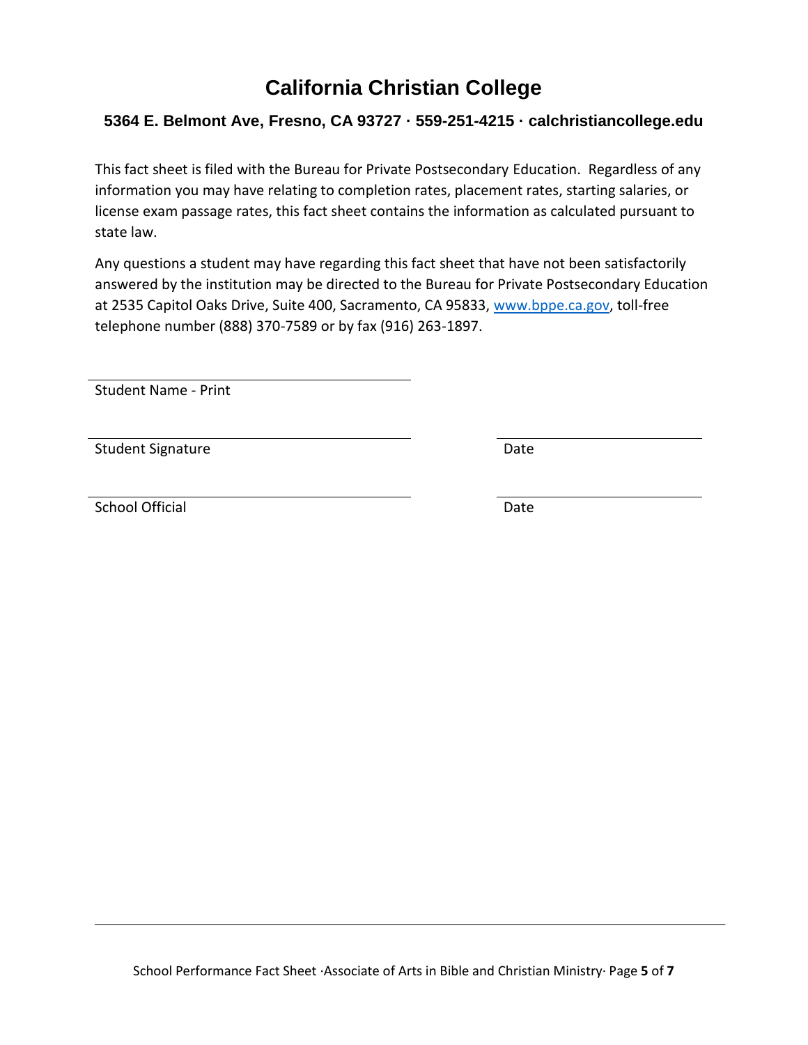# California Christian College

**5364 E. Belmont Ave, Fresno, CA 93727 · 559-251-4215 · calchristiancollege.edu**

This fact sheet is filed with the Bureau for Private Postsecondary Education. Regardless of any information you may have relating to completion rates, placement rates, starting salaries, or license exam passage rates, this fact sheet contains the information as calculated pursuant to state law.

Any questions a student may have regarding this fact sheet that have not been satisfactorily answered by the institution may be directed to the Bureau for Private Postsecondary Education at 2535 Capitol Oaks Drive, Suite 400, Sacramento, CA 95833, [www.bppe.ca.gov](http://www.bppe.ca.gov), toll-free telephone number (888) 370-7589 or by fax (916) 263-1897.

\_\_\_\_\_\_\_\_\_\_\_\_\_\_\_\_\_\_\_\_\_\_\_\_\_\_\_\_\_\_\_\_\_\_\_\_\_\_

Student Name - Print

\_\_\_\_\_\_\_\_\_\_\_\_\_\_\_\_\_\_\_\_\_\_\_\_\_\_\_\_\_\_\_\_\_\_\_\_\_\_ \_\_\_\_\_\_\_\_\_\_\_\_\_\_\_\_\_\_\_\_\_\_\_\_\_

Student Signature Date

\_\_\_\_\_\_\_\_\_\_\_\_\_\_\_\_\_\_\_\_\_\_\_\_\_\_\_\_\_\_\_\_\_\_\_\_\_\_ \_\_\_\_\_\_\_\_\_\_\_\_\_\_\_\_\_\_\_\_\_\_\_\_\_

School Official Date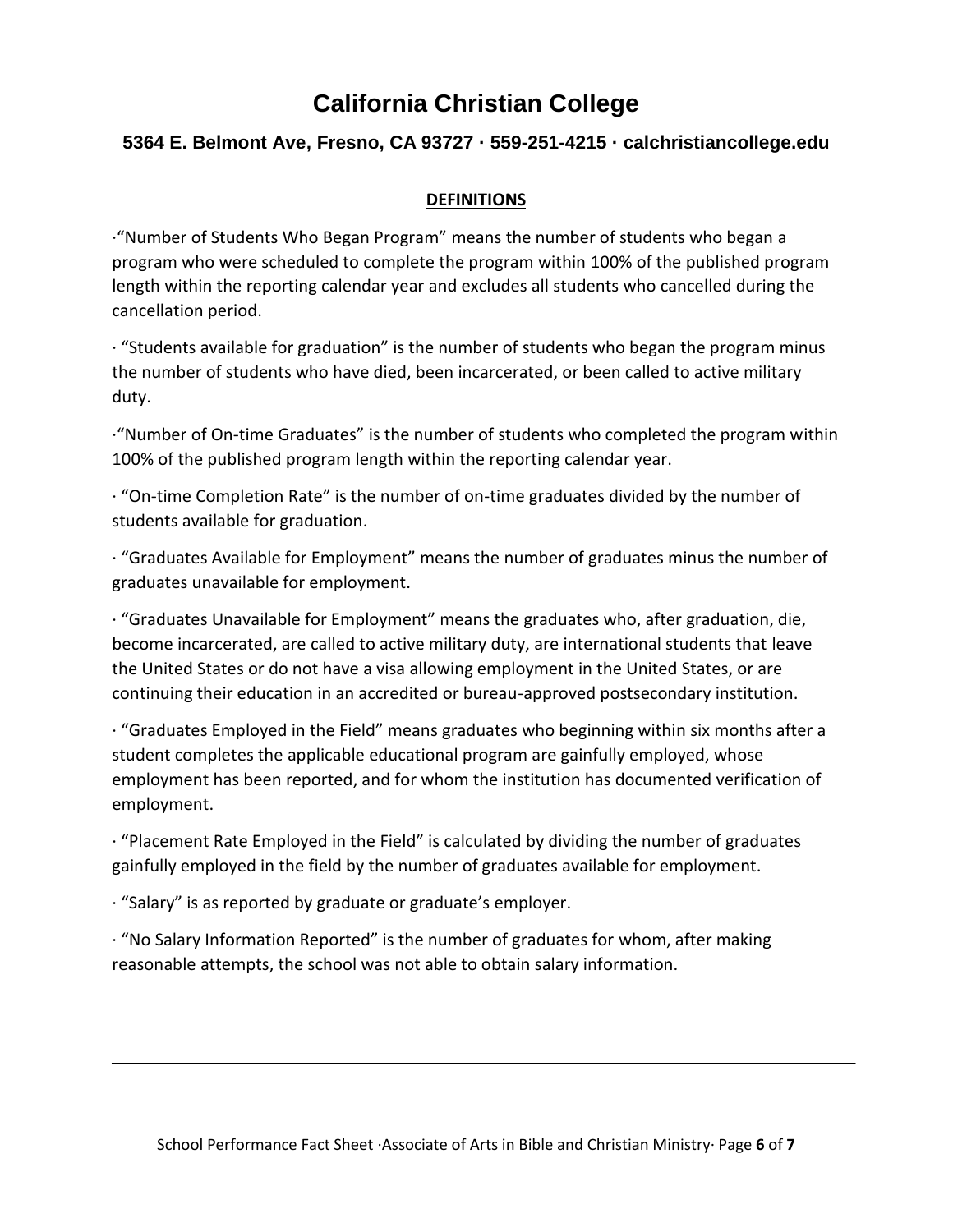# California Christian College

### 5364 E. Belmont Ave, Fresno, CA 93727 · 559-251-4215 · calchristiancollege.edu

## DEFINITIONS

·"Number of Students Who Began Program" means the number of students who began a program who were scheduled to complete the program within 100% of the published program length within the reporting calendar year and excludes all students who cancelled during the cancellation period.

· "Students available for graduation" is the number of students who began the program minus the number of students who have died, been incarcerated, or been called to active military duty.

·"Number of On-time Graduates" is the number of students who completed the program within 100% of the published program length within the reporting calendar year.

· "On-time Completion Rate" is the number of on-time graduates divided by the number of students available for graduation.

· "Graduates Available for Employment" means the number of graduates minus the number of graduates unavailable for employment.

· "Graduates Unavailable for Employment" means the graduates who, after graduation, die, become incarcerated, are called to active military duty, are international students that leave the United States or do not have a visa allowing employment in the United States, or are continuing their education in an accredited or bureau-approved postsecondary institution.

· "Graduates Employed in the Field" means graduates who beginning within six months after a student completes the applicable educational program are gainfully employed, whose employment has been reported, and for whom the institution has documented verification of employment.

· "Placement Rate Employed in the Field" is calculated by dividing the number of graduates gainfully employed in the field by the number of graduates available for employment.

· "Salary" is as reported by graduate or graduate's employer.

· "No Salary Information Reported" is the number of graduates for whom, after making reasonable attempts, the school was not able to obtain salary information.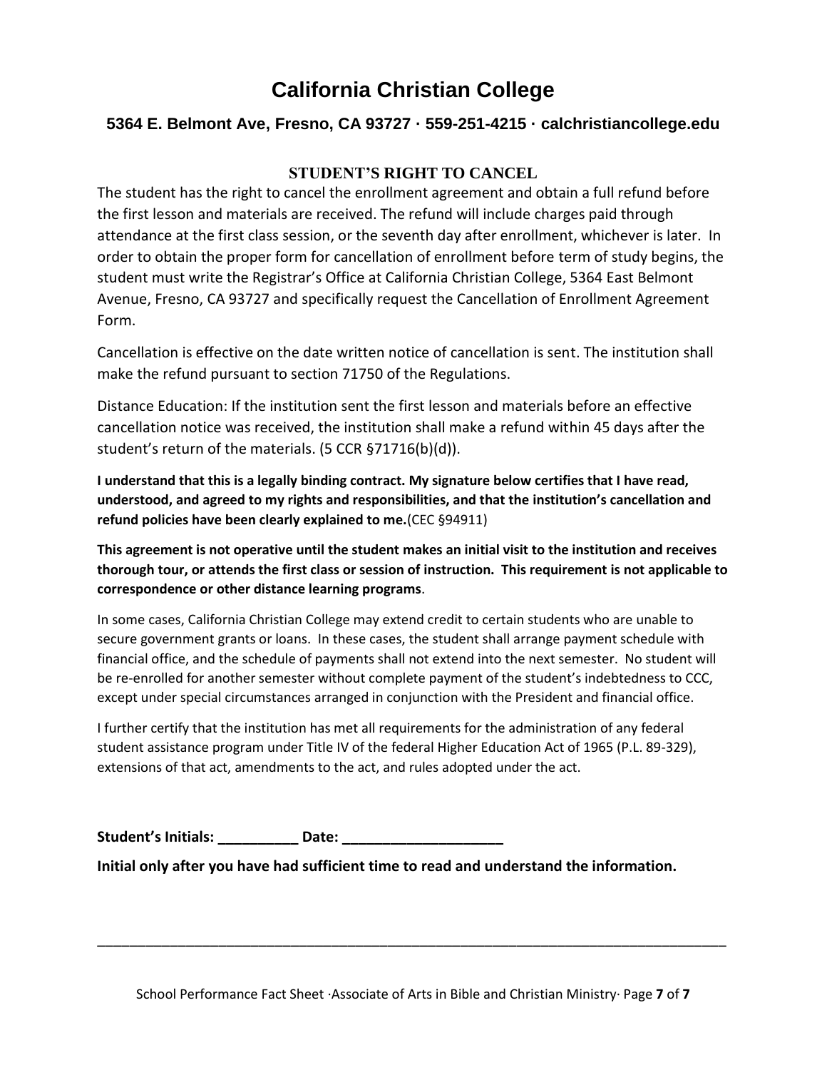# California Christian College

### 5364 E. Belmont Ave, Fresno, CA 93727 · 559-251-4215 · calchristiancollege.edu

## STUDENT'S RIGHT TO CANCEL

The student has the right to cancel the enrollment agreement and obtain a full refund before the first lesson and materials are received. The refund will include charges paid through attendance at the first class session, or the seventh day after enrollment, whichever is later. In order to obtain the proper form for cancellation of enrollment before term of study begins, the student must write the Registrar's Office at California Christian College, 5364 East Belmont Avenue, Fresno, CA 93727 and specifically request the Cancellation of Enrollment Agreement Form.

Cancellation is effective on the date written notice of cancellation is sent. The institution shall make the refund pursuant to section 71750 of the Regulations.

Distance Education: If the institution sent the first lesson and materials before an effective cancellation notice was received, the institution shall make a refund within 45 days after the student's return of the materials. (5 CCR §71716(b)(d)).

**I understand that this is a legally binding contract. My signature below certifies that I have read, understood, and agreed to my rights and responsibilities, and that the institution's cancellation and refund policies have been clearly explained to me.**(CEC §94911)

**This agreement is not operative until the student makes an initial visit to the institution and receives thorough tour, or attends the first class or session of instruction. This requirement is not applicable to correspondence or other distance learning programs**.

In some cases, California Christian College may extend credit to certain students who are unable to secure government grants or loans. In these cases, the student shall arrange payment schedule with financial office, and the schedule of payments shall not extend into the next semester. No student will be re-enrolled for another semester without complete payment of the student's indebtedness to CCC, except under special circumstances arranged in conjunction with the President and financial office.

I further certify that the institution has met all requirements for the administration of any federal student assistance program under Title IV of the federal Higher Education Act of 1965 (P.L. 89-329), extensions of that act, amendments to the act, and rules adopted under the act.

**Student's Initials: __________ Date: ____________________**

**Initial only after you have had sufficient time to read and understand the information.**